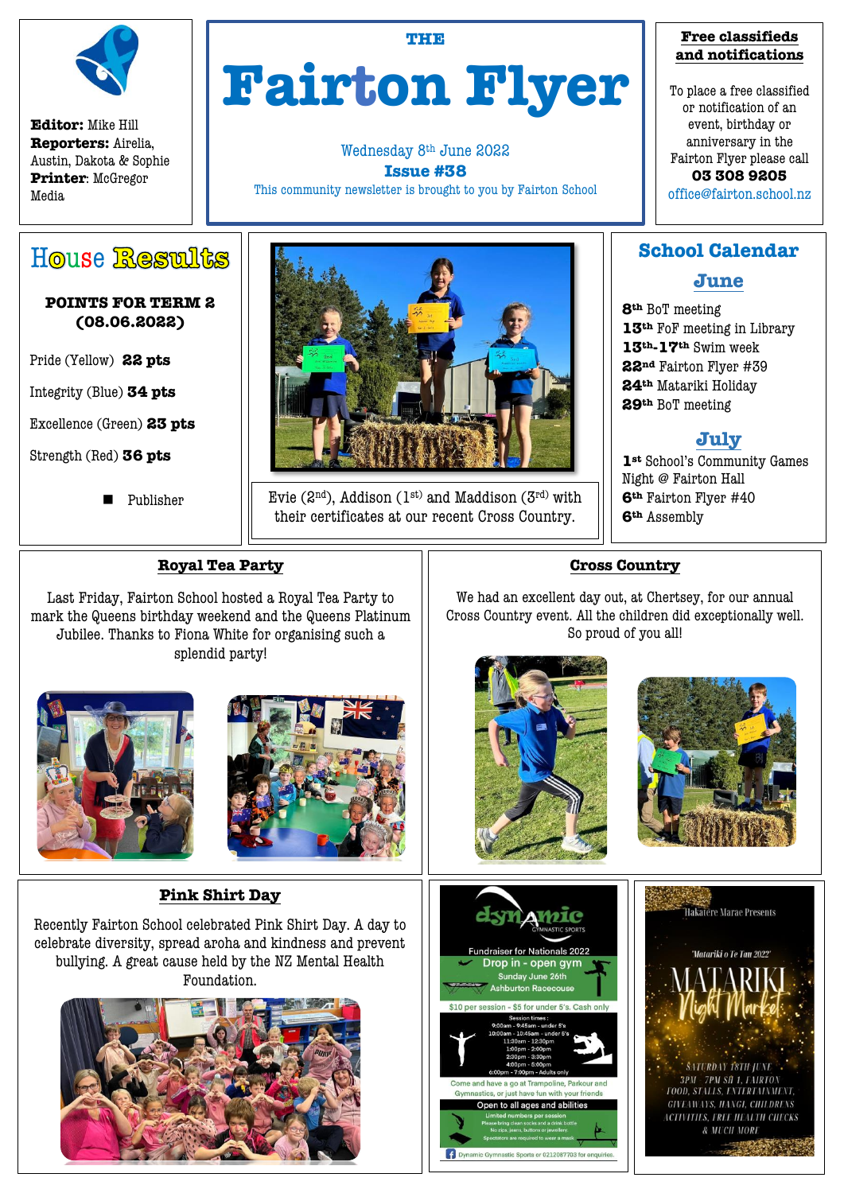**Editor:** Mike Hill
**Reporters:** Airelia, Austin, Dakota & Sophie
**Printer**: McGregor Media

# THE Fairton Flyer

Wednesday 8th June 2022

**Issue #38**

This community newsletter is brought to you by Fairton School

**Free classifieds and notifications**

To place a free classified or notification of an event, birthday or anniversary in the Fairton Flyer please call **03 308 9205** office@fairton.school.nz

## House Results

**POINTS FOR TERM 2 (08.06.2022)**

Pride (Yellow) **22 pts**

Integrity (Blue) **34 pts**

Excellence (Green) **23 pts**

Strength (Red) **36 pts**

- Publisher

Evie (2nd), Addison (1st) and Maddison (3rd) with their certificates at our recent Cross Country.

## School Calendar

### June

**8th** BoT meeting
**13th** FoF meeting in Library
**13th-17th** Swim week
**22nd** Fairton Flyer #39
**24th** Matariki Holiday
**29th** BoT meeting

### July

**1st** School's Community Games Night @ Fairton Hall
**6th** Fairton Flyer #40
**6th** Assembly

## Royal Tea Party

Last Friday, Fairton School hosted a Royal Tea Party to mark the Queens birthday weekend and the Queens Platinum Jubilee. Thanks to Fiona White for organising such a splendid party!

## Cross Country

We had an excellent day out, at Chertsey, for our annual Cross Country event. All the children did exceptionally well. So proud of you all!

## Pink Shirt Day

Recently Fairton School celebrated Pink Shirt Day. A day to celebrate diversity, spread aroha and kindness and prevent bullying. A great cause held by the NZ Mental Health Foundation.

**dynamic GYMNASTIC SPORTS**

Fundraiser for Nationals 2022

Drop in - open gym
Sunday June 26th
Ashburton Racecourse

$10 per session - $5 for under 5's. Cash only

Session times:
9:00am - 9:45am - under 5's
10:00am - 10:45am - under 5's
11:30am - 12:30pm
1:00pm - 2:00pm
2:30pm - 3:30pm
4:00pm - 5:00pm
6:00pm - 7:00pm - Adults only

Come and have a go at Trampoline, Parkour and Gymnastics, or just have fun with your friends

Open to all ages and abilities
Limited numbers per session
Please bring clean socks and a drink bottle
No zips, jeans, buttons or jewellery
Spectators are required to wear a mask

Dynamic Gymnastic Sports or 0212087703 for enquiries.

Hakatere Marae Presents

'Matariki o Te Tau 2022'

**MATARIKI Night Market**

SATURDAY 18TH JUNE
3PM - 7PM SH 1, FAIRTON
FOOD, STALLS, ENTERTAINMENT, GIVEAWAYS, HANGI, CHILDRENS ACTIVITIES, FREE HEALTH CHECKS & MUCH MORE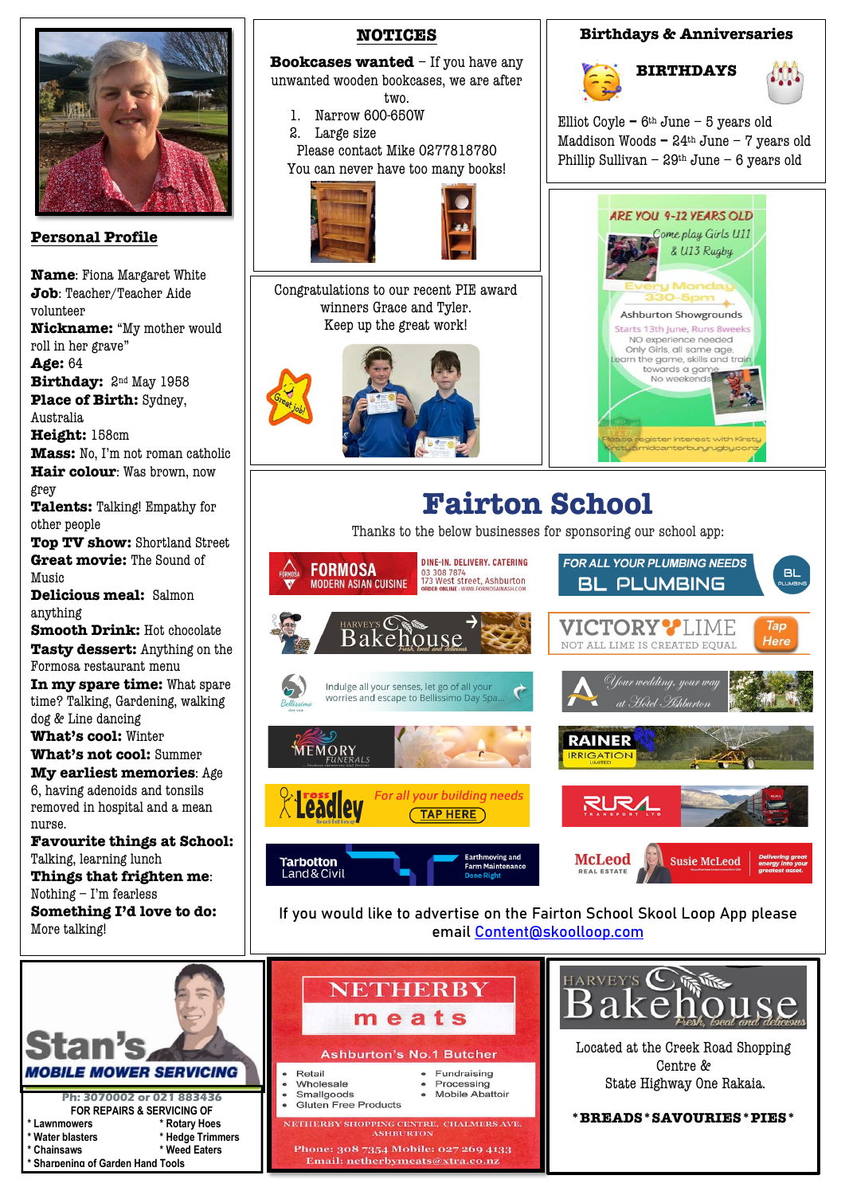## Personal Profile

**Name**: Fiona Margaret White
**Job**: Teacher/Teacher Aide volunteer
**Nickname:** "My mother would roll in her grave"
**Age:** 64
**Birthday:** 2nd May 1958
**Place of Birth:** Sydney, Australia
**Height:** 158cm
**Mass:** No, I'm not roman catholic
**Hair colour**: Was brown, now grey
**Talents:** Talking! Empathy for other people
**Top TV show:** Shortland Street
**Great movie:** The Sound of Music
**Delicious meal:** Salmon anything
**Smooth Drink:** Hot chocolate
**Tasty dessert:** Anything on the Formosa restaurant menu
**In my spare time:** What spare time? Talking, Gardening, walking dog & Line dancing
**What's cool:** Winter
**What's not cool:** Summer
**My earliest memories**: Age 6, having adenoids and tonsils removed in hospital and a mean nurse.
**Favourite things at School:** Talking, learning lunch
**Things that frighten me**: Nothing – I'm fearless
**Something I'd love to do:** More talking!

## NOTICES

**Bookcases wanted** – If you have any unwanted wooden bookcases, we are after two.

1. Narrow 600-650W
2. Large size

Please contact Mike 0277818780
You can never have too many books!

Congratulations to our recent PIE award winners Grace and Tyler.
Keep up the great work!

Great job!

## Birthdays & Anniversaries

### BIRTHDAYS

Elliot Coyle – 6th June – 5 years old
Maddison Woods – 24th June – 7 years old
Phillip Sullivan – 29th June – 6 years old

ARE YOU 9-12 YEARS OLD
Come play Girls U11 & U13 Rugby
Every Monday
330-5pm
Ashburton Showgrounds
Starts 13th June, Runs 8weeks
NO experience needed
Only Girls, all same age.
Learn the game, skills and train towards a game
No weekends
Please register interest with Kirsty kirsty@midcanterburyrugby.co.nz

# Fairton School

Thanks to the below businesses for sponsoring our school app:

FORMOSA MODERN ASIAN CUISINE — DINE-IN. DELIVERY. CATERING 03 308 7874 173 West street, Ashburton ORDER ONLINE | WWW.FORMOSAINASH.CO.NZ

FOR ALL YOUR PLUMBING NEEDS BL PLUMBING

HARVEY'S Bakehouse Fresh, local and delicious

VICTORY LIME NOT ALL LIME IS CREATED EQUAL Tap Here

Bellissimo — Indulge all your senses, let go of all your worries and escape to Bellissimo Day Spa...

Your wedding, your way at Hotel Ashburton

MEMORY FUNERALS

RAINER IRRIGATION LIMITED

ross Leadley building — For all your building needs TAP HERE

RURAL TRANSPORT LTD

Tarbotton Land & Civil — Earthmoving and Farm Maintenance Done Right

McLeod REAL ESTATE — Susie McLeod — Delivering great energy into your greatest asset.

If you would like to advertise on the Fairton School Skool Loop App please email Content@skoolloop.com

**Stan's MOBILE MOWER SERVICING**
Ph: 3070002 or 021 883436
FOR REPAIRS & SERVICING OF
* Lawnmowers * Rotary Hoes
* Water blasters * Hedge Trimmers
* Chainsaws * Weed Eaters
* Sharpening of Garden Hand Tools

**NETHERBY meats**
Ashburton's No.1 Butcher
- Retail
- Wholesale
- Smallgoods
- Gluten Free Products
- Fundraising
- Processing
- Mobile Abattoir

NETHERBY SHOPPING CENTRE, CHALMERS AVE. ASHBURTON
Phone: 308 7354 Mobile: 027 269 4133
Email: netherbymeats@xtra.co.nz

**HARVEY'S Bakehouse** Fresh, local and delicious
Located at the Creek Road Shopping Centre & State Highway One Rakaia.

***BREADS*SAVOURIES*PIES***